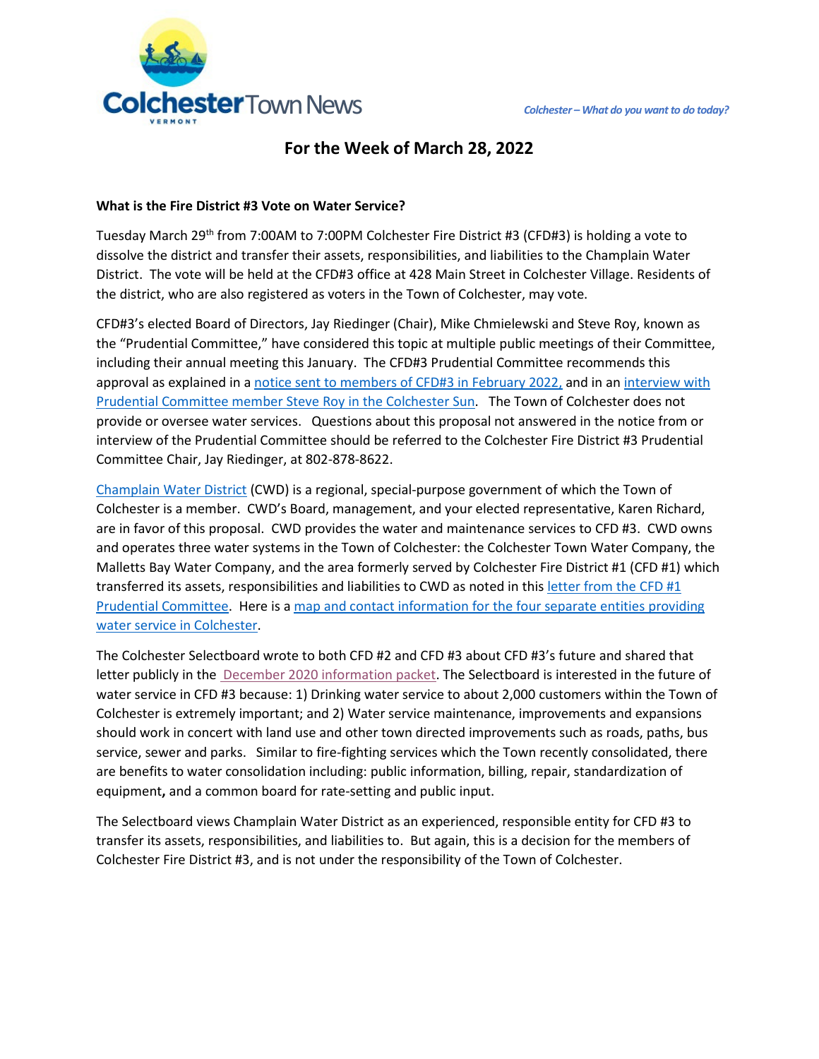# Colchester Town News

*Colchester – What do you want to do today?*

## For the Week of March 28, 2022

**What is the Fire District #3 Vote on Water Service?**

Tuesday March 29th from 7:00AM to 7:00PM Colchester Fire District #3 (CFD#3) is holding a vote to dissolve the district and transfer their assets, responsibilities, and liabilities to the Champlain Water District. The vote will be held at the CFD#3 office at 428 Main Street in Colchester Village. Residents of the district, who are also registered as voters in the Town of Colchester, may vote.

CFD#3's elected Board of Directors, Jay Riedinger (Chair), Mike Chmielewski and Steve Roy, known as the "Prudential Committee," have considered this topic at multiple public meetings of their Committee, including their annual meeting this January. The CFD#3 Prudential Committee recommends this approval as explained in a notice sent to members of CFD#3 in February 2022, and in an interview with Prudential Committee member Steve Roy in the Colchester Sun. The Town of Colchester does not provide or oversee water services. Questions about this proposal not answered in the notice from or interview of the Prudential Committee should be referred to the Colchester Fire District #3 Prudential Committee Chair, Jay Riedinger, at 802-878-8622.

Champlain Water District (CWD) is a regional, special-purpose government of which the Town of Colchester is a member. CWD's Board, management, and your elected representative, Karen Richard, are in favor of this proposal. CWD provides the water and maintenance services to CFD #3. CWD owns and operates three water systems in the Town of Colchester: the Colchester Town Water Company, the Malletts Bay Water Company, and the area formerly served by Colchester Fire District #1 (CFD #1) which transferred its assets, responsibilities and liabilities to CWD as noted in this letter from the CFD #1 Prudential Committee. Here is a map and contact information for the four separate entities providing water service in Colchester.

The Colchester Selectboard wrote to both CFD #2 and CFD #3 about CFD #3's future and shared that letter publicly in the December 2020 information packet. The Selectboard is interested in the future of water service in CFD #3 because: 1) Drinking water service to about 2,000 customers within the Town of Colchester is extremely important; and 2) Water service maintenance, improvements and expansions should work in concert with land use and other town directed improvements such as roads, paths, bus service, sewer and parks. Similar to fire-fighting services which the Town recently consolidated, there are benefits to water consolidation including: public information, billing, repair, standardization of equipment, and a common board for rate-setting and public input.

The Selectboard views Champlain Water District as an experienced, responsible entity for CFD #3 to transfer its assets, responsibilities, and liabilities to. But again, this is a decision for the members of Colchester Fire District #3, and is not under the responsibility of the Town of Colchester.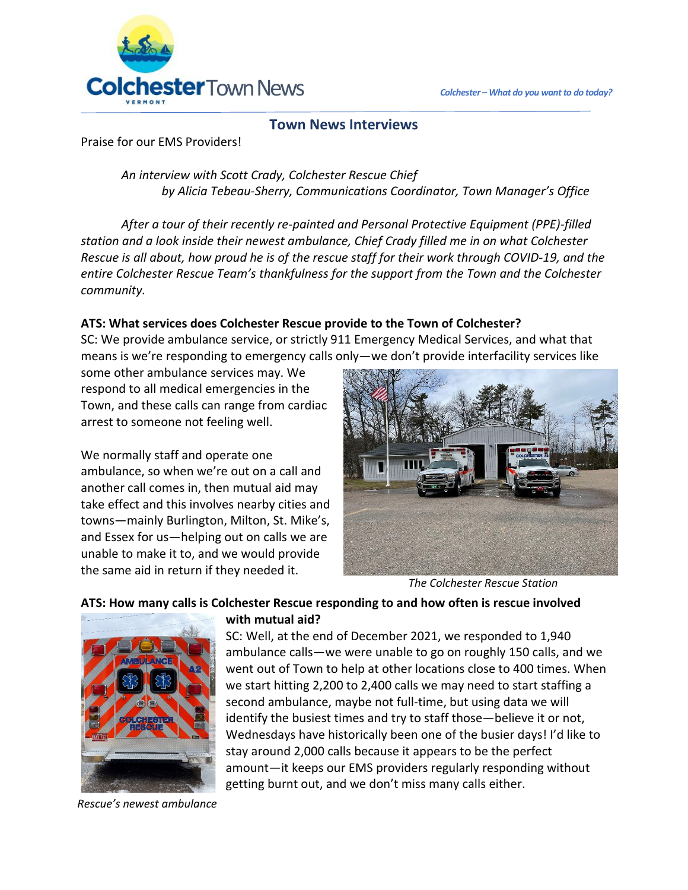Colchester Town News

*Colchester – What do you want to do today?*

## Town News Interviews

Praise for our EMS Providers!

*An interview with Scott Crady, Colchester Rescue Chief*
*by Alicia Tebeau-Sherry, Communications Coordinator, Town Manager's Office*

*After a tour of their recently re-painted and Personal Protective Equipment (PPE)-filled station and a look inside their newest ambulance, Chief Crady filled me in on what Colchester Rescue is all about, how proud he is of the rescue staff for their work through COVID-19, and the entire Colchester Rescue Team's thankfulness for the support from the Town and the Colchester community.*

**ATS: What services does Colchester Rescue provide to the Town of Colchester?**

SC: We provide ambulance service, or strictly 911 Emergency Medical Services, and what that means is we're responding to emergency calls only—we don't provide interfacility services like some other ambulance services may. We respond to all medical emergencies in the Town, and these calls can range from cardiac arrest to someone not feeling well.

We normally staff and operate one ambulance, so when we're out on a call and another call comes in, then mutual aid may take effect and this involves nearby cities and towns—mainly Burlington, Milton, St. Mike's, and Essex for us—helping out on calls we are unable to make it to, and we would provide the same aid in return if they needed it.

*The Colchester Rescue Station*

**ATS: How many calls is Colchester Rescue responding to and how often is rescue involved with mutual aid?**

SC: Well, at the end of December 2021, we responded to 1,940 ambulance calls—we were unable to go on roughly 150 calls, and we went out of Town to help at other locations close to 400 times. When we start hitting 2,200 to 2,400 calls we may need to start staffing a second ambulance, maybe not full-time, but using data we will identify the busiest times and try to staff those—believe it or not, Wednesdays have historically been one of the busier days! I'd like to stay around 2,000 calls because it appears to be the perfect amount—it keeps our EMS providers regularly responding without getting burnt out, and we don't miss many calls either.

*Rescue's newest ambulance*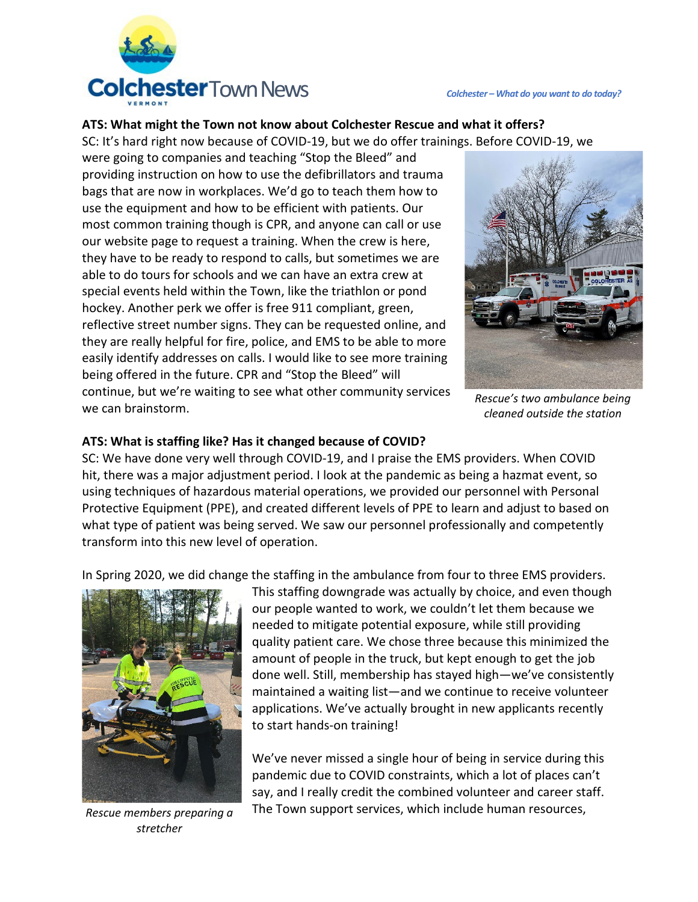**ATS: What might the Town not know about Colchester Rescue and what it offers?**

SC: It's hard right now because of COVID-19, but we do offer trainings. Before COVID-19, we were going to companies and teaching "Stop the Bleed" and providing instruction on how to use the defibrillators and trauma bags that are now in workplaces. We'd go to teach them how to use the equipment and how to be efficient with patients. Our most common training though is CPR, and anyone can call or use our website page to request a training. When the crew is here, they have to be ready to respond to calls, but sometimes we are able to do tours for schools and we can have an extra crew at special events held within the Town, like the triathlon or pond hockey. Another perk we offer is free 911 compliant, green, reflective street number signs. They can be requested online, and they are really helpful for fire, police, and EMS to be able to more easily identify addresses on calls. I would like to see more training being offered in the future. CPR and "Stop the Bleed" will continue, but we're waiting to see what other community services we can brainstorm.

*Rescue's two ambulance being cleaned outside the station*

**ATS: What is staffing like? Has it changed because of COVID?**

SC: We have done very well through COVID-19, and I praise the EMS providers. When COVID hit, there was a major adjustment period. I look at the pandemic as being a hazmat event, so using techniques of hazardous material operations, we provided our personnel with Personal Protective Equipment (PPE), and created different levels of PPE to learn and adjust to based on what type of patient was being served. We saw our personnel professionally and competently transform into this new level of operation.

In Spring 2020, we did change the staffing in the ambulance from four to three EMS providers. This staffing downgrade was actually by choice, and even though our people wanted to work, we couldn't let them because we needed to mitigate potential exposure, while still providing quality patient care. We chose three because this minimized the amount of people in the truck, but kept enough to get the job done well. Still, membership has stayed high—we've consistently maintained a waiting list—and we continue to receive volunteer applications. We've actually brought in new applicants recently to start hands-on training!

*Rescue members preparing a stretcher*

We've never missed a single hour of being in service during this pandemic due to COVID constraints, which a lot of places can't say, and I really credit the combined volunteer and career staff. The Town support services, which include human resources,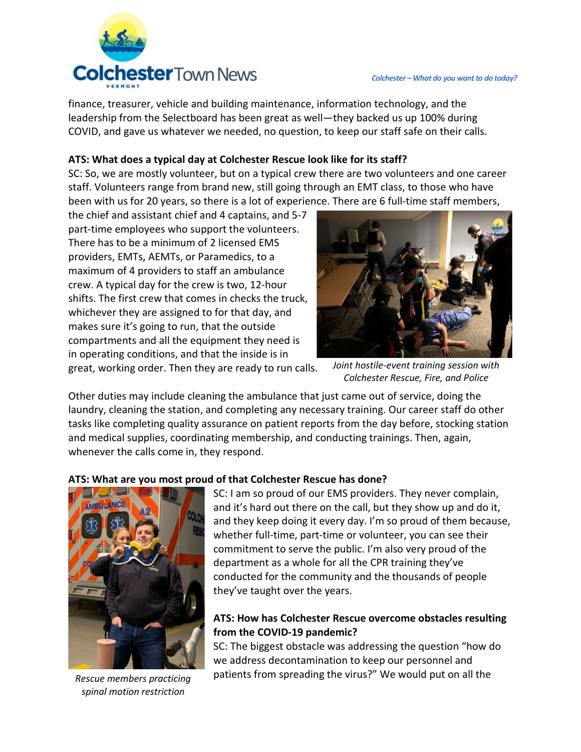finance, treasurer, vehicle and building maintenance, information technology, and the leadership from the Selectboard has been great as well—they backed us up 100% during COVID, and gave us whatever we needed, no question, to keep our staff safe on their calls.

**ATS: What does a typical day at Colchester Rescue look like for its staff?**

SC: So, we are mostly volunteer, but on a typical crew there are two volunteers and one career staff. Volunteers range from brand new, still going through an EMT class, to those who have been with us for 20 years, so there is a lot of experience. There are 6 full-time staff members, the chief and assistant chief and 4 captains, and 5-7 part-time employees who support the volunteers. There has to be a minimum of 2 licensed EMS providers, EMTs, AEMTs, or Paramedics, to a maximum of 4 providers to staff an ambulance crew. A typical day for the crew is two, 12-hour shifts. The first crew that comes in checks the truck, whichever they are assigned to for that day, and makes sure it's going to run, that the outside compartments and all the equipment they need is in operating conditions, and that the inside is in great, working order. Then they are ready to run calls.

*Joint hostile-event training session with Colchester Rescue, Fire, and Police*

Other duties may include cleaning the ambulance that just came out of service, doing the laundry, cleaning the station, and completing any necessary training. Our career staff do other tasks like completing quality assurance on patient reports from the day before, stocking station and medical supplies, coordinating membership, and conducting trainings. Then, again, whenever the calls come in, they respond.

**ATS: What are you most proud of that Colchester Rescue has done?**

SC: I am so proud of our EMS providers. They never complain, and it's hard out there on the call, but they show up and do it, and they keep doing it every day. I'm so proud of them because, whether full-time, part-time or volunteer, you can see their commitment to serve the public. I'm also very proud of the department as a whole for all the CPR training they've conducted for the community and the thousands of people they've taught over the years.

*Rescue members practicing spinal motion restriction*

**ATS: How has Colchester Rescue overcome obstacles resulting from the COVID-19 pandemic?**

SC: The biggest obstacle was addressing the question "how do we address decontamination to keep our personnel and patients from spreading the virus?" We would put on all the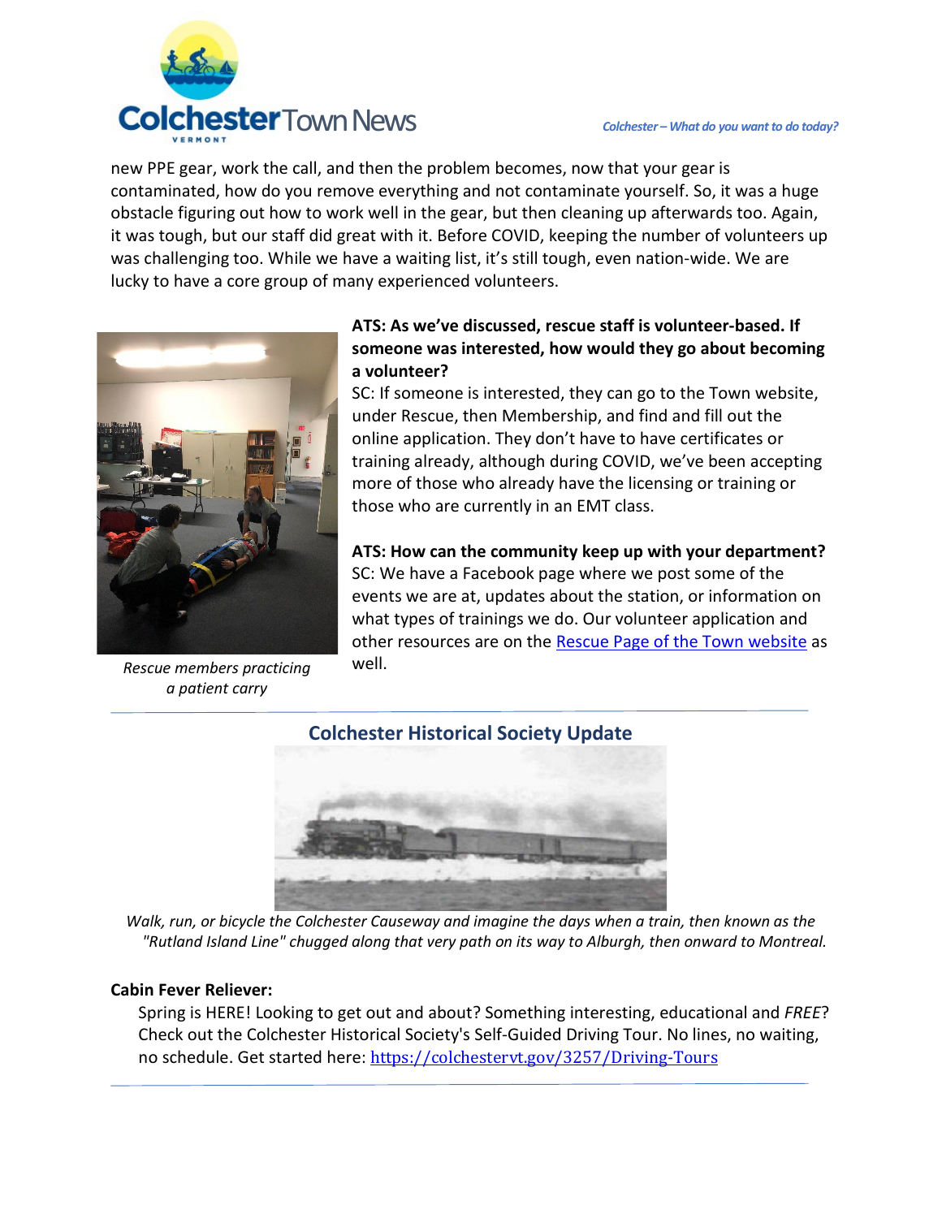new PPE gear, work the call, and then the problem becomes, now that your gear is contaminated, how do you remove everything and not contaminate yourself. So, it was a huge obstacle figuring out how to work well in the gear, but then cleaning up afterwards too. Again, it was tough, but our staff did great with it. Before COVID, keeping the number of volunteers up was challenging too. While we have a waiting list, it's still tough, even nation-wide. We are lucky to have a core group of many experienced volunteers.

*Rescue members practicing a patient carry*

**ATS: As we've discussed, rescue staff is volunteer-based. If someone was interested, how would they go about becoming a volunteer?**

SC: If someone is interested, they can go to the Town website, under Rescue, then Membership, and find and fill out the online application. They don't have to have certificates or training already, although during COVID, we've been accepting more of those who already have the licensing or training or those who are currently in an EMT class.

**ATS: How can the community keep up with your department?**

SC: We have a Facebook page where we post some of the events we are at, updates about the station, or information on what types of trainings we do. Our volunteer application and other resources are on the [Rescue Page of the Town website] as well.

## Colchester Historical Society Update

*Walk, run, or bicycle the Colchester Causeway and imagine the days when a train, then known as the "Rutland Island Line" chugged along that very path on its way to Alburgh, then onward to Montreal.*

**Cabin Fever Reliever:**

Spring is HERE! Looking to get out and about? Something interesting, educational and *FREE*? Check out the Colchester Historical Society's Self-Guided Driving Tour. No lines, no waiting, no schedule. Get started here: https://colchestervt.gov/3257/Driving-Tours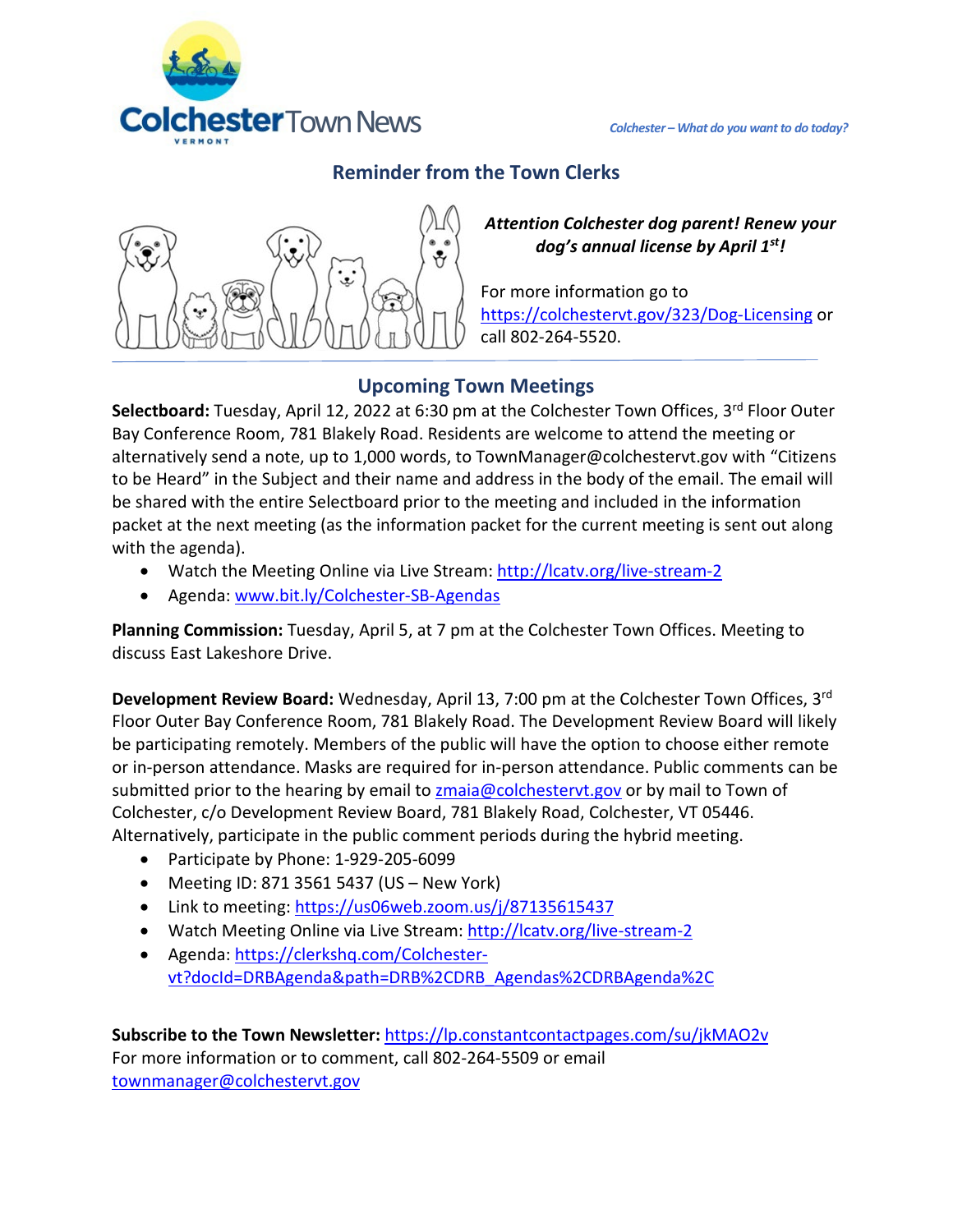Colchester Town News

VERMONT

*Colchester – What do you want to do today?*

## Reminder from the Town Clerks

***Attention Colchester dog parent! Renew your dog's annual license by April 1st!***

For more information go to https://colchestervt.gov/323/Dog-Licensing or call 802-264-5520.

## Upcoming Town Meetings

**Selectboard:** Tuesday, April 12, 2022 at 6:30 pm at the Colchester Town Offices, 3rd Floor Outer Bay Conference Room, 781 Blakely Road. Residents are welcome to attend the meeting or alternatively send a note, up to 1,000 words, to TownManager@colchestervt.gov with "Citizens to be Heard" in the Subject and their name and address in the body of the email. The email will be shared with the entire Selectboard prior to the meeting and included in the information packet at the next meeting (as the information packet for the current meeting is sent out along with the agenda).

- Watch the Meeting Online via Live Stream: http://lcatv.org/live-stream-2
- Agenda: www.bit.ly/Colchester-SB-Agendas

**Planning Commission:** Tuesday, April 5, at 7 pm at the Colchester Town Offices. Meeting to discuss East Lakeshore Drive.

**Development Review Board:** Wednesday, April 13, 7:00 pm at the Colchester Town Offices, 3rd Floor Outer Bay Conference Room, 781 Blakely Road. The Development Review Board will likely be participating remotely. Members of the public will have the option to choose either remote or in-person attendance. Masks are required for in-person attendance. Public comments can be submitted prior to the hearing by email to zmaia@colchestervt.gov or by mail to Town of Colchester, c/o Development Review Board, 781 Blakely Road, Colchester, VT 05446. Alternatively, participate in the public comment periods during the hybrid meeting.

- Participate by Phone: 1-929-205-6099
- Meeting ID: 871 3561 5437 (US – New York)
- Link to meeting: https://us06web.zoom.us/j/87135615437
- Watch Meeting Online via Live Stream: http://lcatv.org/live-stream-2
- Agenda: https://clerkshq.com/Colchester-vt?docId=DRBAgenda&path=DRB%2CDRB_Agendas%2CDRBAgenda%2C

**Subscribe to the Town Newsletter:** https://lp.constantcontactpages.com/su/jkMAO2v
For more information or to comment, call 802-264-5509 or email townmanager@colchestervt.gov